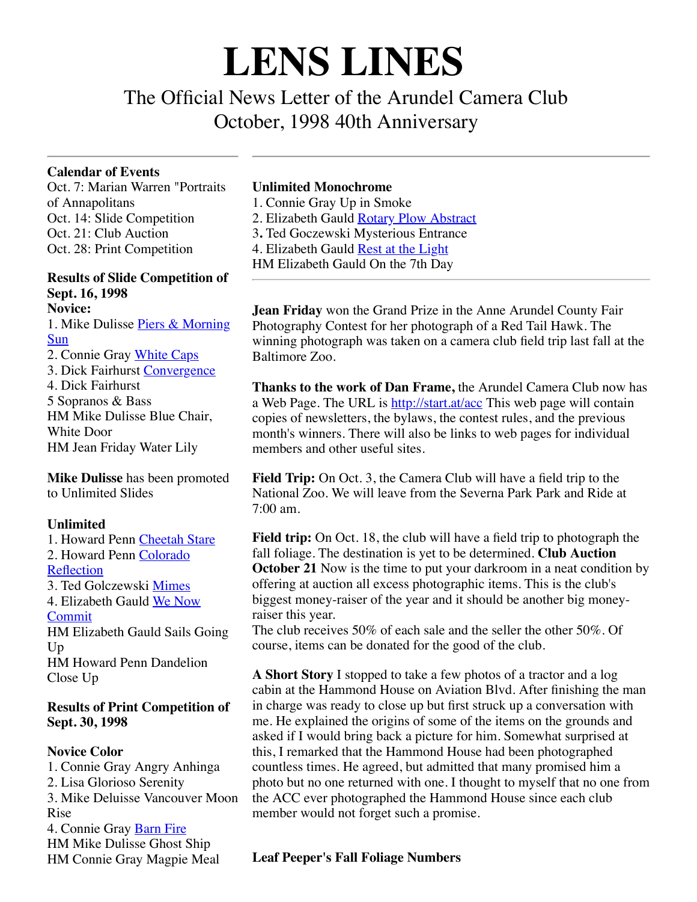# LENS LINES

The Official News Letter of the Arundel Camera Club
October, 1998 40th Anniversary

---

**Calendar of Events**
Oct. 7: Marian Warren "Portraits of Annapolitans
Oct. 14: Slide Competition
Oct. 21: Club Auction
Oct. 28: Print Competition

**Results of Slide Competition of Sept. 16, 1998**
**Novice:**
1. Mike Dulisse Piers & Morning Sun
2. Connie Gray White Caps
3. Dick Fairhurst Convergence
4. Dick Fairhurst
5 Sopranos & Bass

HM Mike Dulisse Blue Chair, White Door
HM Jean Friday Water Lily

**Mike Dulisse** has been promoted to Unlimited Slides

**Unlimited**
1. Howard Penn Cheetah Stare
2. Howard Penn Colorado Reflection
3. Ted Golczewski Mimes
4. Elizabeth Gauld We Now Commit

HM Elizabeth Gauld Sails Going Up
HM Howard Penn Dandelion Close Up

**Results of Print Competition of Sept. 30, 1998**

**Novice Color**
1. Connie Gray Angry Anhinga
2. Lisa Glorioso Serenity
3. Mike Deluisse Vancouver Moon Rise
4. Connie Gray Barn Fire

HM Mike Dulisse Ghost Ship
HM Connie Gray Magpie Meal

---

**Unlimited Monochrome**
1. Connie Gray Up in Smoke
2. Elizabeth Gauld Rotary Plow Abstract
3. Ted Goczewski Mysterious Entrance
4. Elizabeth Gauld Rest at the Light

HM Elizabeth Gauld On the 7th Day

---

**Jean Friday** won the Grand Prize in the Anne Arundel County Fair Photography Contest for her photograph of a Red Tail Hawk. The winning photograph was taken on a camera club field trip last fall at the Baltimore Zoo.

**Thanks to the work of Dan Frame,** the Arundel Camera Club now has a Web Page. The URL is http://start.at/acc This web page will contain copies of newsletters, the bylaws, the contest rules, and the previous month's winners. There will also be links to web pages for individual members and other useful sites.

**Field Trip:** On Oct. 3, the Camera Club will have a field trip to the National Zoo. We will leave from the Severna Park Park and Ride at 7:00 am.

**Field trip:** On Oct. 18, the club will have a field trip to photograph the fall foliage. The destination is yet to be determined. **Club Auction October 21** Now is the time to put your darkroom in a neat condition by offering at auction all excess photographic items. This is the club's biggest money-raiser of the year and it should be another big money-raiser this year.
The club receives 50% of each sale and the seller the other 50%. Of course, items can be donated for the good of the club.

**A Short Story** I stopped to take a few photos of a tractor and a log cabin at the Hammond House on Aviation Blvd. After finishing the man in charge was ready to close up but first struck up a conversation with me. He explained the origins of some of the items on the grounds and asked if I would bring back a picture for him. Somewhat surprised at this, I remarked that the Hammond House had been photographed countless times. He agreed, but admitted that many promised him a photo but no one returned with one. I thought to myself that no one from the ACC ever photographed the Hammond House since each club member would not forget such a promise.

**Leaf Peeper's Fall Foliage Numbers**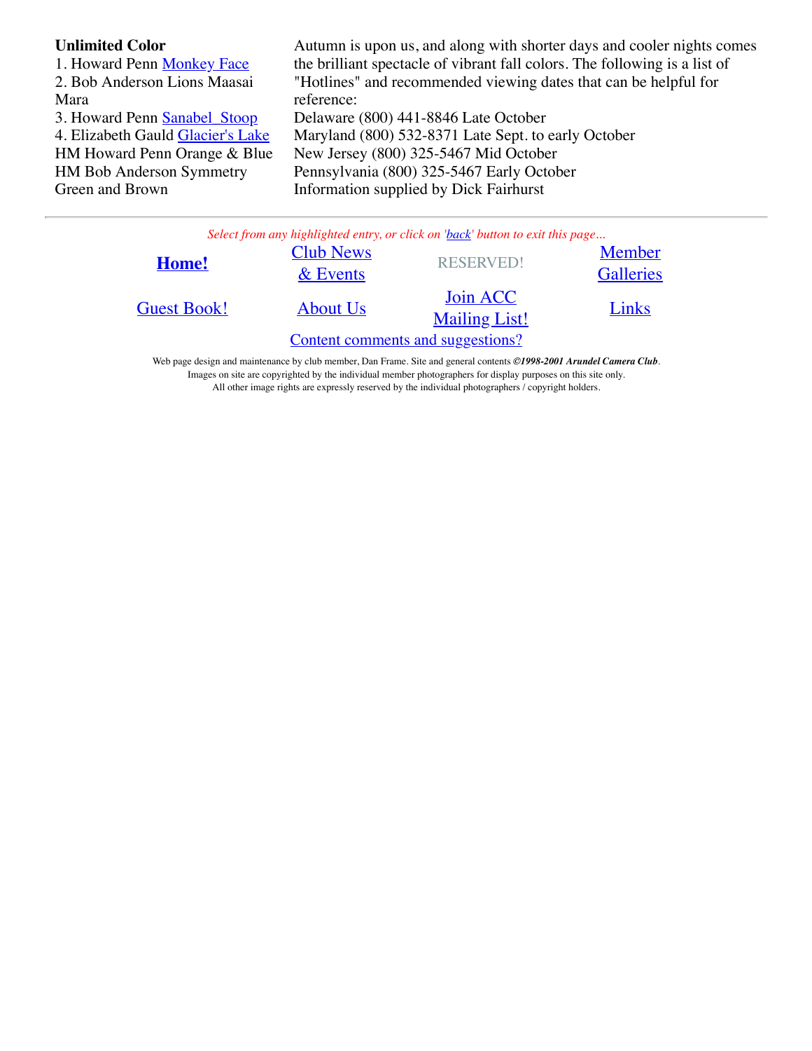**Unlimited Color**
1. Howard Penn Monkey Face
2. Bob Anderson Lions Maasai Mara
3. Howard Penn Sanabel_Stoop
4. Elizabeth Gauld Glacier's Lake
HM Howard Penn Orange & Blue
HM Bob Anderson Symmetry Green and Brown

Autumn is upon us, and along with shorter days and cooler nights comes the brilliant spectacle of vibrant fall colors. The following is a list of "Hotlines" and recommended viewing dates that can be helpful for reference:
Delaware (800) 441-8846 Late October
Maryland (800) 532-8371 Late Sept. to early October
New Jersey (800) 325-5467 Mid October
Pennsylvania (800) 325-5467 Early October
Information supplied by Dick Fairhurst

---

*Select from any highlighted entry, or click on 'back' button to exit this page…*

| | | | |
|---|---|---|---|
| **Home!** | Club News & Events | RESERVED! | Member Galleries |
| Guest Book! | About Us | Join ACC Mailing List! | Links |

Content comments and suggestions?

Web page design and maintenance by club member, Dan Frame. Site and general contents ***©1998-2001 Arundel Camera Club***.
Images on site are copyrighted by the individual member photographers for display purposes on this site only.
All other image rights are expressly reserved by the individual photographers / copyright holders.